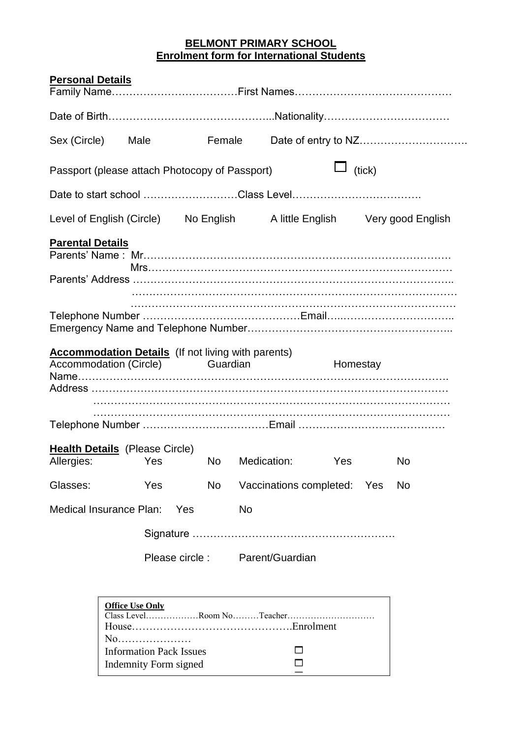**BELMONT PRIMARY SCHOOL**
**Enrolment form for International Students**

**Personal Details**

Family Name………………………………First Names………………………………………

Date of Birth………………………………………..Nationality………………………………

Sex (Circle) Male Female Date of entry to NZ………………………….

Passport (please attach Photocopy of Passport) ☐ (tick)

Date to start school ………………………Class Level……………………………….

Level of English (Circle) No English A little English Very good English

**Parental Details**

Parents' Name : Mr…………………………………………………………………………
Mrs…………………………………………………………………………

Parents' Address ……………………………………………………………………………..
………………………………………………………………………………
………………………………………………………………………………

Telephone Number ………………………………………Email…..………………………..

Emergency Name and Telephone Number………………………………………………..

**Accommodation Details** (If not living with parents)

Accommodation (Circle) Guardian Homestay

Name……………………………………………………………………………………….

Address ……………………………………………………………………………………
……………………………………………………………………………………
……………………………………………………………………………………

Telephone Number ………………………………Email ……………………………………

**Health Details** (Please Circle)

Allergies: Yes No Medication: Yes No

Glasses: Yes No Vaccinations completed: Yes No

Medical Insurance Plan: Yes No

Signature ………………………………………………….

Please circle : Parent/Guardian

**Office Use Only**
Class Level………………Room No………Teacher…………………………
House……………………………………….Enrolment No…………………
Information Pack Issues ☐
Indemnity Form signed ☐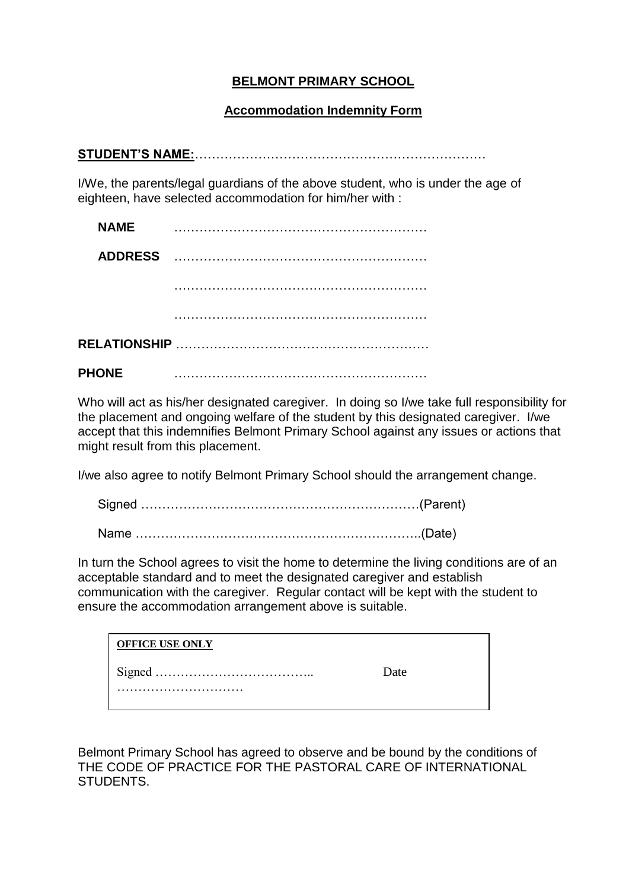**BELMONT PRIMARY SCHOOL**

**Accommodation Indemnity Form**

**STUDENT'S NAME:**……………………………………………………………

I/We, the parents/legal guardians of the above student, who is under the age of eighteen, have selected accommodation for him/her with :

**NAME** ……………………………………………………

**ADDRESS** ……………………………………………………

……………………………………………………

……………………………………………………

**RELATIONSHIP** ……………………………………………………

**PHONE** ……………………………………………………

Who will act as his/her designated caregiver. In doing so I/we take full responsibility for the placement and ongoing welfare of the student by this designated caregiver. I/we accept that this indemnifies Belmont Primary School against any issues or actions that might result from this placement.

I/we also agree to notify Belmont Primary School should the arrangement change.

Signed …………………………………………………………(Parent)

Name …………………………………………………………..(Date)

In turn the School agrees to visit the home to determine the living conditions are of an acceptable standard and to meet the designated caregiver and establish communication with the caregiver. Regular contact will be kept with the student to ensure the accommodation arrangement above is suitable.

**OFFICE USE ONLY**

Signed ……………………………….. Date …………………………

Belmont Primary School has agreed to observe and be bound by the conditions of THE CODE OF PRACTICE FOR THE PASTORAL CARE OF INTERNATIONAL STUDENTS.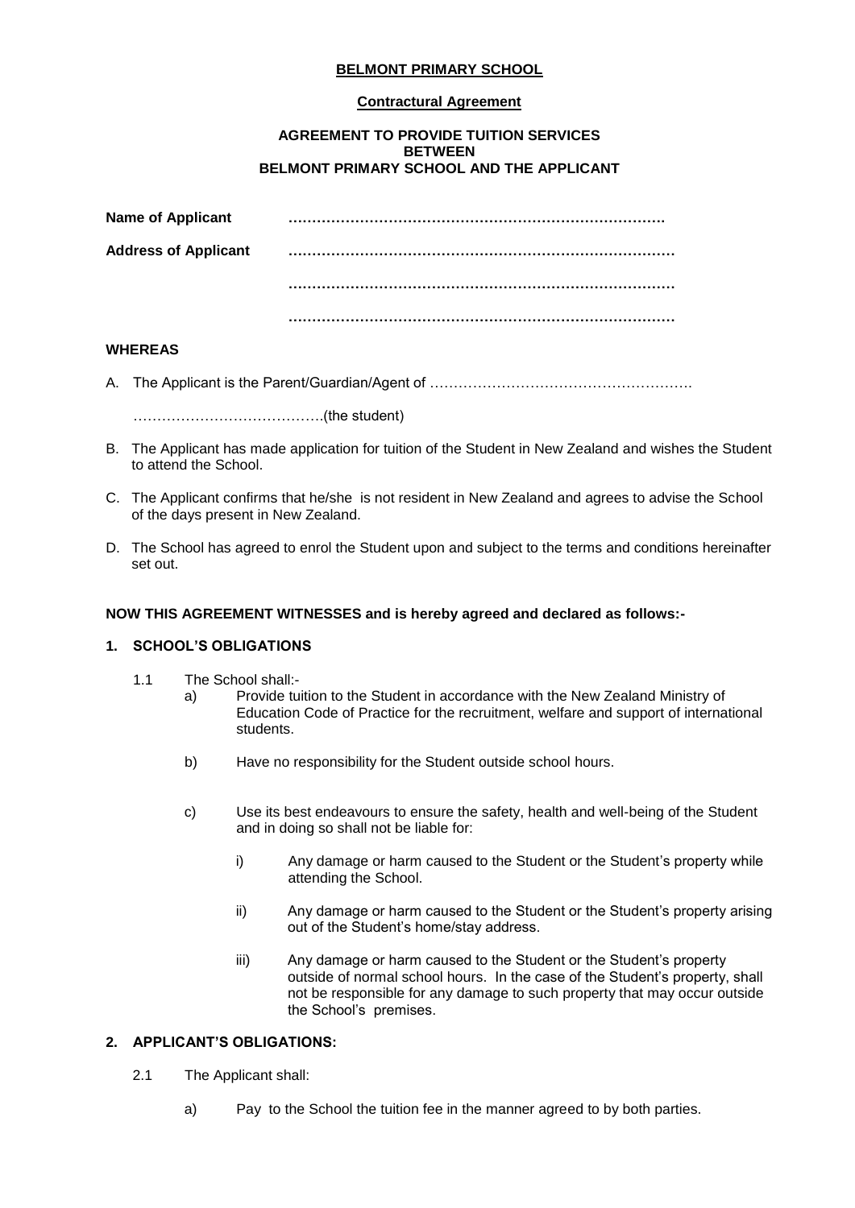**BELMONT PRIMARY SCHOOL**

**Contractual Agreement**

**AGREEMENT TO PROVIDE TUITION SERVICES**
**BETWEEN**
**BELMONT PRIMARY SCHOOL AND THE APPLICANT**

**Name of Applicant** ……………………………………………………………………

**Address of Applicant** ……………………………………………………………………

……………………………………………………………………

……………………………………………………………………

**WHEREAS**

A. The Applicant is the Parent/Guardian/Agent of ………………………………………………

………………………………….(the student)

B. The Applicant has made application for tuition of the Student in New Zealand and wishes the Student to attend the School.

C. The Applicant confirms that he/she is not resident in New Zealand and agrees to advise the School of the days present in New Zealand.

D. The School has agreed to enrol the Student upon and subject to the terms and conditions hereinafter set out.

**NOW THIS AGREEMENT WITNESSES and is hereby agreed and declared as follows:-**

**1. SCHOOL'S OBLIGATIONS**

1.1 The School shall:-

a) Provide tuition to the Student in accordance with the New Zealand Ministry of Education Code of Practice for the recruitment, welfare and support of international students.

b) Have no responsibility for the Student outside school hours.

c) Use its best endeavours to ensure the safety, health and well-being of the Student and in doing so shall not be liable for:

i) Any damage or harm caused to the Student or the Student's property while attending the School.

ii) Any damage or harm caused to the Student or the Student's property arising out of the Student's home/stay address.

iii) Any damage or harm caused to the Student or the Student's property outside of normal school hours. In the case of the Student's property, shall not be responsible for any damage to such property that may occur outside the School's premises.

**2. APPLICANT'S OBLIGATIONS:**

2.1 The Applicant shall:

a) Pay to the School the tuition fee in the manner agreed to by both parties.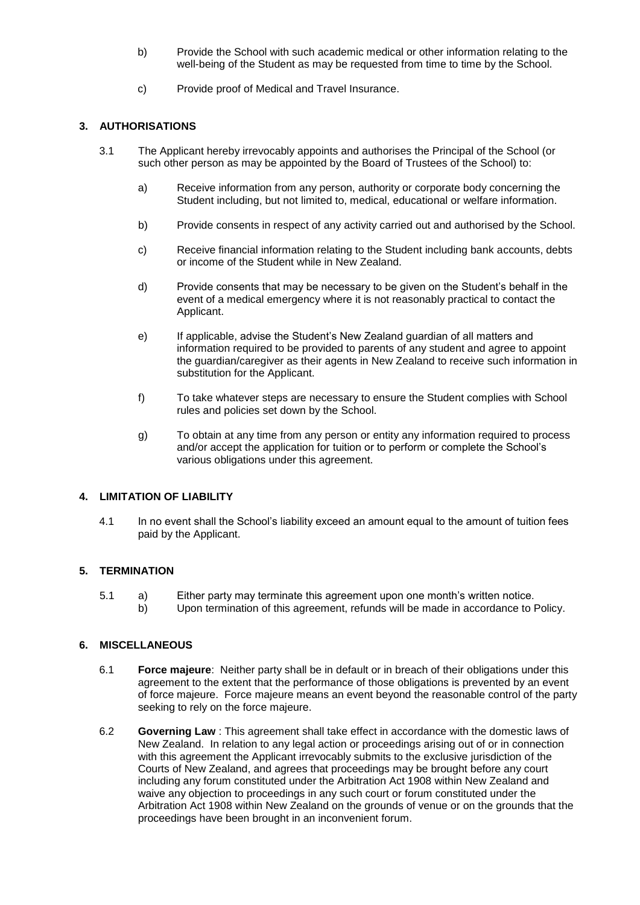b) Provide the School with such academic medical or other information relating to the well-being of the Student as may be requested from time to time by the School.

c) Provide proof of Medical and Travel Insurance.

## 3. AUTHORISATIONS

3.1 The Applicant hereby irrevocably appoints and authorises the Principal of the School (or such other person as may be appointed by the Board of Trustees of the School) to:

a) Receive information from any person, authority or corporate body concerning the Student including, but not limited to, medical, educational or welfare information.

b) Provide consents in respect of any activity carried out and authorised by the School.

c) Receive financial information relating to the Student including bank accounts, debts or income of the Student while in New Zealand.

d) Provide consents that may be necessary to be given on the Student's behalf in the event of a medical emergency where it is not reasonably practical to contact the Applicant.

e) If applicable, advise the Student's New Zealand guardian of all matters and information required to be provided to parents of any student and agree to appoint the guardian/caregiver as their agents in New Zealand to receive such information in substitution for the Applicant.

f) To take whatever steps are necessary to ensure the Student complies with School rules and policies set down by the School.

g) To obtain at any time from any person or entity any information required to process and/or accept the application for tuition or to perform or complete the School's various obligations under this agreement.

## 4. LIMITATION OF LIABILITY

4.1 In no event shall the School's liability exceed an amount equal to the amount of tuition fees paid by the Applicant.

## 5. TERMINATION

5.1 a) Either party may terminate this agreement upon one month's written notice.
b) Upon termination of this agreement, refunds will be made in accordance to Policy.

## 6. MISCELLANEOUS

6.1 **Force majeure**: Neither party shall be in default or in breach of their obligations under this agreement to the extent that the performance of those obligations is prevented by an event of force majeure. Force majeure means an event beyond the reasonable control of the party seeking to rely on the force majeure.

6.2 **Governing Law** : This agreement shall take effect in accordance with the domestic laws of New Zealand. In relation to any legal action or proceedings arising out of or in connection with this agreement the Applicant irrevocably submits to the exclusive jurisdiction of the Courts of New Zealand, and agrees that proceedings may be brought before any court including any forum constituted under the Arbitration Act 1908 within New Zealand and waive any objection to proceedings in any such court or forum constituted under the Arbitration Act 1908 within New Zealand on the grounds of venue or on the grounds that the proceedings have been brought in an inconvenient forum.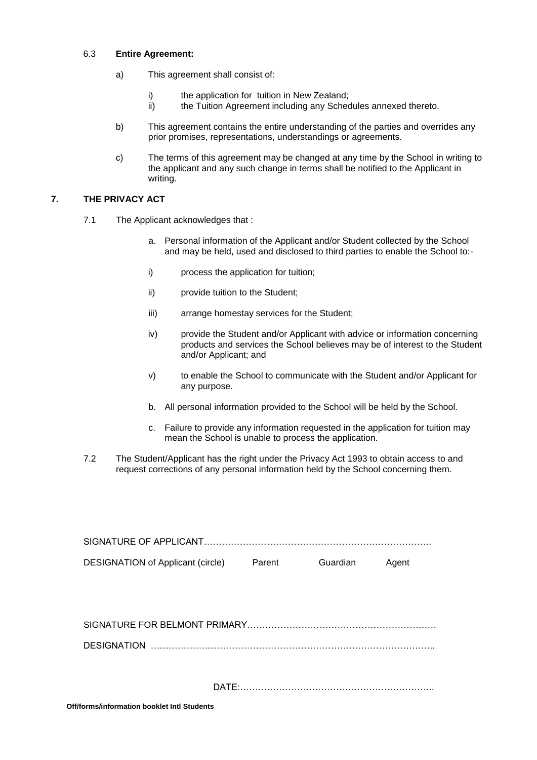6.3 **Entire Agreement:**

a) This agreement shall consist of:

   i) the application for tuition in New Zealand;
   ii) the Tuition Agreement including any Schedules annexed thereto.

b) This agreement contains the entire understanding of the parties and overrides any prior promises, representations, understandings or agreements.

c) The terms of this agreement may be changed at any time by the School in writing to the applicant and any such change in terms shall be notified to the Applicant in writing.

## 7. THE PRIVACY ACT

7.1 The Applicant acknowledges that :

a. Personal information of the Applicant and/or Student collected by the School and may be held, used and disclosed to third parties to enable the School to:-

   i) process the application for tuition;

   ii) provide tuition to the Student;

   iii) arrange homestay services for the Student;

   iv) provide the Student and/or Applicant with advice or information concerning products and services the School believes may be of interest to the Student and/or Applicant; and

   v) to enable the School to communicate with the Student and/or Applicant for any purpose.

b. All personal information provided to the School will be held by the School.

c. Failure to provide any information requested in the application for tuition may mean the School is unable to process the application.

7.2 The Student/Applicant has the right under the Privacy Act 1993 to obtain access to and request corrections of any personal information held by the School concerning them.

SIGNATURE OF APPLICANT…………………………………………………………………

DESIGNATION of Applicant (circle) Parent Guardian Agent

SIGNATURE FOR BELMONT PRIMARY………………………………………………………

DESIGNATION ………………………………………………………………………………..

DATE:………………………………………………………..

**Off/forms/information booklet Intl Students**